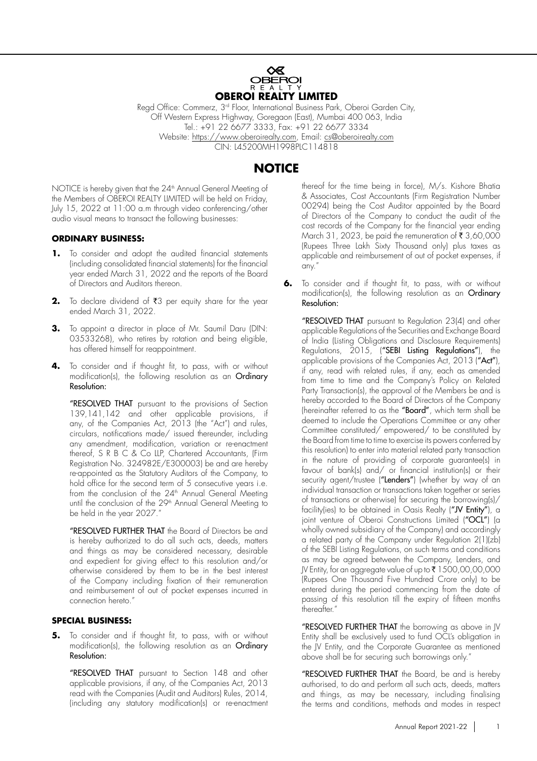# OBEROI REALTY LIMITED

Regd Office: Commerz, 3rd Floor, International Business Park, Oberoi Garden City,
Off Western Express Highway, Goregaon (East), Mumbai 400 063, India
Tel.: +91 22 6677 3333, Fax: +91 22 6677 3334
Website: https://www.oberoirealty.com, Email: cs@oberoirealty.com
CIN: L45200MH1998PLC114818

## NOTICE

NOTICE is hereby given that the 24th Annual General Meeting of the Members of OBEROI REALTY LIMITED will be held on Friday, July 15, 2022 at 11:00 a.m through video conferencing/other audio visual means to transact the following businesses:

### ORDINARY BUSINESS:

**1.** To consider and adopt the audited financial statements (including consolidated financial statements) for the financial year ended March 31, 2022 and the reports of the Board of Directors and Auditors thereon.

**2.** To declare dividend of ₹3 per equity share for the year ended March 31, 2022.

**3.** To appoint a director in place of Mr. Saumil Daru (DIN: 03533268), who retires by rotation and being eligible, has offered himself for reappointment.

**4.** To consider and if thought fit, to pass, with or without modification(s), the following resolution as an **Ordinary Resolution:**

"**RESOLVED THAT** pursuant to the provisions of Section 139,141,142 and other applicable provisions, if any, of the Companies Act, 2013 (the "Act") and rules, circulars, notifications made/ issued thereunder, including any amendment, modification, variation or re-enactment thereof, S R B C & Co LLP, Chartered Accountants, (Firm Registration No. 324982E/E300003) be and are hereby re-appointed as the Statutory Auditors of the Company, to hold office for the second term of 5 consecutive years i.e. from the conclusion of the 24th Annual General Meeting until the conclusion of the 29th Annual General Meeting to be held in the year 2027."

"**RESOLVED FURTHER THAT** the Board of Directors be and is hereby authorized to do all such acts, deeds, matters and things as may be considered necessary, desirable and expedient for giving effect to this resolution and/or otherwise considered by them to be in the best interest of the Company including fixation of their remuneration and reimbursement of out of pocket expenses incurred in connection hereto."

### SPECIAL BUSINESS:

**5.** To consider and if thought fit, to pass, with or without modification(s), the following resolution as an **Ordinary Resolution:**

"**RESOLVED THAT** pursuant to Section 148 and other applicable provisions, if any, of the Companies Act, 2013 read with the Companies (Audit and Auditors) Rules, 2014, (including any statutory modification(s) or re-enactment thereof for the time being in force), M/s. Kishore Bhatia & Associates, Cost Accountants (Firm Registration Number 00294) being the Cost Auditor appointed by the Board of Directors of the Company to conduct the audit of the cost records of the Company for the financial year ending March 31, 2023, be paid the remuneration of ₹ 3,60,000 (Rupees Three Lakh Sixty Thousand only) plus taxes as applicable and reimbursement of out of pocket expenses, if any."

**6.** To consider and if thought fit, to pass, with or without modification(s), the following resolution as an **Ordinary Resolution:**

"**RESOLVED THAT** pursuant to Regulation 23(4) and other applicable Regulations of the Securities and Exchange Board of India (Listing Obligations and Disclosure Requirements) Regulations, 2015, (**"SEBI Listing Regulations"**), the applicable provisions of the Companies Act, 2013 (**"Act"**), if any, read with related rules, if any, each as amended from time to time and the Company's Policy on Related Party Transaction(s), the approval of the Members be and is hereby accorded to the Board of Directors of the Company (hereinafter referred to as the **"Board"**, which term shall be deemed to include the Operations Committee or any other Committee constituted/ empowered/ to be constituted by the Board from time to time to exercise its powers conferred by this resolution) to enter into material related party transaction in the nature of providing of corporate guarantee(s) in favour of bank(s) and/ or financial institution(s) or their security agent/trustee (**"Lenders"**) (whether by way of an individual transaction or transactions taken together or series of transactions or otherwise) for securing the borrowing(s)/ facility(ies) to be obtained in Oasis Realty (**"JV Entity"**), a joint venture of Oberoi Constructions Limited (**"OCL"**) (a wholly owned subsidiary of the Company) and accordingly a related party of the Company under Regulation 2(1)(zb) of the SEBI Listing Regulations, on such terms and conditions as may be agreed between the Company, Lenders, and JV Entity, for an aggregate value of up to ₹ 1500,00,00,000 (Rupees One Thousand Five Hundred Crore only) to be entered during the period commencing from the date of passing of this resolution till the expiry of fifteen months thereafter."

"**RESOLVED FURTHER THAT** the borrowing as above in JV Entity shall be exclusively used to fund OCL's obligation in the JV Entity, and the Corporate Guarantee as mentioned above shall be for securing such borrowings only."

"**RESOLVED FURTHER THAT** the Board, be and is hereby authorised, to do and perform all such acts, deeds, matters and things, as may be necessary, including finalising the terms and conditions, methods and modes in respect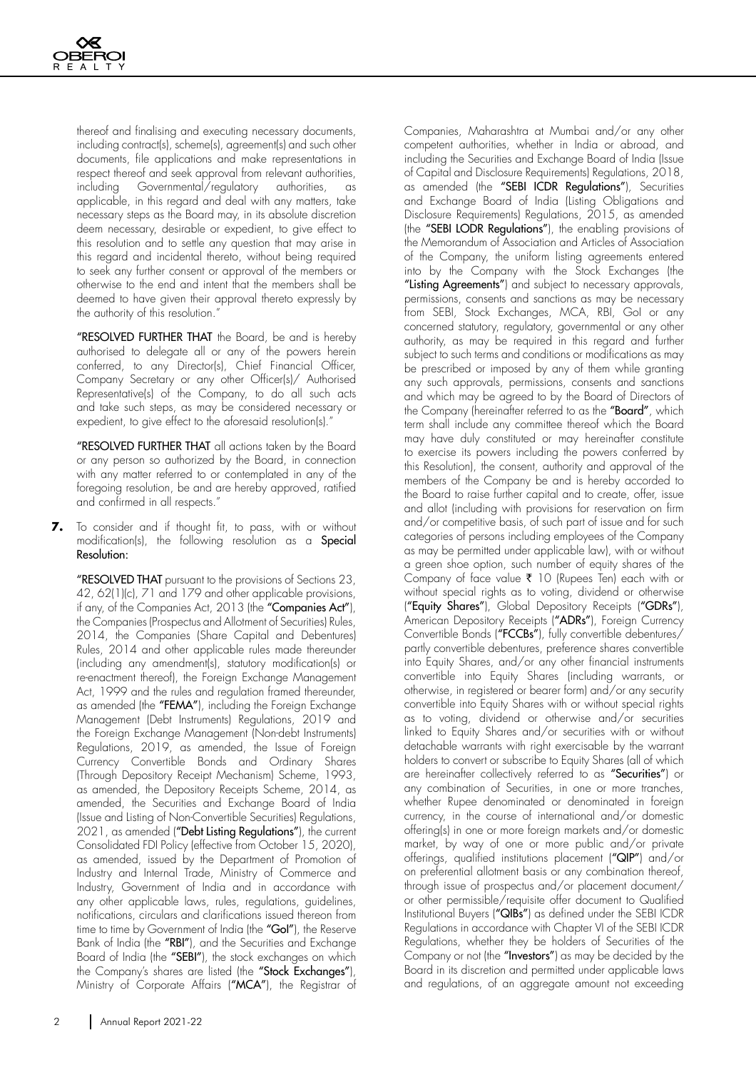thereof and finalising and executing necessary documents, including contract(s), scheme(s), agreement(s) and such other documents, file applications and make representations in respect thereof and seek approval from relevant authorities, including Governmental/regulatory authorities, as applicable, in this regard and deal with any matters, take necessary steps as the Board may, in its absolute discretion deem necessary, desirable or expedient, to give effect to this resolution and to settle any question that may arise in this regard and incidental thereto, without being required to seek any further consent or approval of the members or otherwise to the end and intent that the members shall be deemed to have given their approval thereto expressly by the authority of this resolution."

"**RESOLVED FURTHER THAT** the Board, be and is hereby authorised to delegate all or any of the powers herein conferred, to any Director(s), Chief Financial Officer, Company Secretary or any other Officer(s)/ Authorised Representative(s) of the Company, to do all such acts and take such steps, as may be considered necessary or expedient, to give effect to the aforesaid resolution(s)."

"**RESOLVED FURTHER THAT** all actions taken by the Board or any person so authorized by the Board, in connection with any matter referred to or contemplated in any of the foregoing resolution, be and are hereby approved, ratified and confirmed in all respects."

**7.** To consider and if thought fit, to pass, with or without modification(s), the following resolution as a **Special Resolution**:

"**RESOLVED THAT** pursuant to the provisions of Sections 23, 42, 62(1)(c), 71 and 179 and other applicable provisions, if any, of the Companies Act, 2013 (the **"Companies Act"**), the Companies (Prospectus and Allotment of Securities) Rules, 2014, the Companies (Share Capital and Debentures) Rules, 2014 and other applicable rules made thereunder (including any amendment(s), statutory modification(s) or re-enactment thereof), the Foreign Exchange Management Act, 1999 and the rules and regulation framed thereunder, as amended (the **"FEMA"**), including the Foreign Exchange Management (Debt Instruments) Regulations, 2019 and the Foreign Exchange Management (Non-debt Instruments) Regulations, 2019, as amended, the Issue of Foreign Currency Convertible Bonds and Ordinary Shares (Through Depository Receipt Mechanism) Scheme, 1993, as amended, the Depository Receipts Scheme, 2014, as amended, the Securities and Exchange Board of India (Issue and Listing of Non-Convertible Securities) Regulations, 2021, as amended (**"Debt Listing Regulations"**), the current Consolidated FDI Policy (effective from October 15, 2020), as amended, issued by the Department of Promotion of Industry and Internal Trade, Ministry of Commerce and Industry, Government of India and in accordance with any other applicable laws, rules, regulations, guidelines, notifications, circulars and clarifications issued thereon from time to time by Government of India (the **"GoI"**), the Reserve Bank of India (the **"RBI"**), and the Securities and Exchange Board of India (the **"SEBI"**), the stock exchanges on which the Company's shares are listed (the **"Stock Exchanges"**), Ministry of Corporate Affairs (**"MCA"**), the Registrar of Companies, Maharashtra at Mumbai and/or any other competent authorities, whether in India or abroad, and including the Securities and Exchange Board of India (Issue of Capital and Disclosure Requirements) Regulations, 2018, as amended (the **"SEBI ICDR Regulations"**), Securities and Exchange Board of India (Listing Obligations and Disclosure Requirements) Regulations, 2015, as amended (the **"SEBI LODR Regulations"**), the enabling provisions of the Memorandum of Association and Articles of Association of the Company, the uniform listing agreements entered into by the Company with the Stock Exchanges (the **"Listing Agreements"**) and subject to necessary approvals, permissions, consents and sanctions as may be necessary from SEBI, Stock Exchanges, MCA, RBI, GoI or any concerned statutory, regulatory, governmental or any other authority, as may be required in this regard and further subject to such terms and conditions or modifications as may be prescribed or imposed by any of them while granting any such approvals, permissions, consents and sanctions and which may be agreed to by the Board of Directors of the Company (hereinafter referred to as the **"Board"**, which term shall include any committee thereof which the Board may have duly constituted or may hereinafter constitute to exercise its powers including the powers conferred by this Resolution), the consent, authority and approval of the members of the Company be and is hereby accorded to the Board to raise further capital and to create, offer, issue and allot (including with provisions for reservation on firm and/or competitive basis, of such part of issue and for such categories of persons including employees of the Company as may be permitted under applicable law), with or without a green shoe option, such number of equity shares of the Company of face value ₹ 10 (Rupees Ten) each with or without special rights as to voting, dividend or otherwise (**"Equity Shares"**), Global Depository Receipts (**"GDRs"**), American Depository Receipts (**"ADRs"**), Foreign Currency Convertible Bonds (**"FCCBs"**), fully convertible debentures/ partly convertible debentures, preference shares convertible into Equity Shares, and/or any other financial instruments convertible into Equity Shares (including warrants, or otherwise, in registered or bearer form) and/or any security convertible into Equity Shares with or without special rights as to voting, dividend or otherwise and/or securities linked to Equity Shares and/or securities with or without detachable warrants with right exercisable by the warrant holders to convert or subscribe to Equity Shares (all of which are hereinafter collectively referred to as **"Securities"**) or any combination of Securities, in one or more tranches, whether Rupee denominated or denominated in foreign currency, in the course of international and/or domestic offering(s) in one or more foreign markets and/or domestic market, by way of one or more public and/or private offerings, qualified institutions placement (**"QIP"**) and/or on preferential allotment basis or any combination thereof, through issue of prospectus and/or placement document/ or other permissible/requisite offer document to Qualified Institutional Buyers (**"QIBs"**) as defined under the SEBI ICDR Regulations in accordance with Chapter VI of the SEBI ICDR Regulations, whether they be holders of Securities of the Company or not (the **"Investors"**) as may be decided by the Board in its discretion and permitted under applicable laws and regulations, of an aggregate amount not exceeding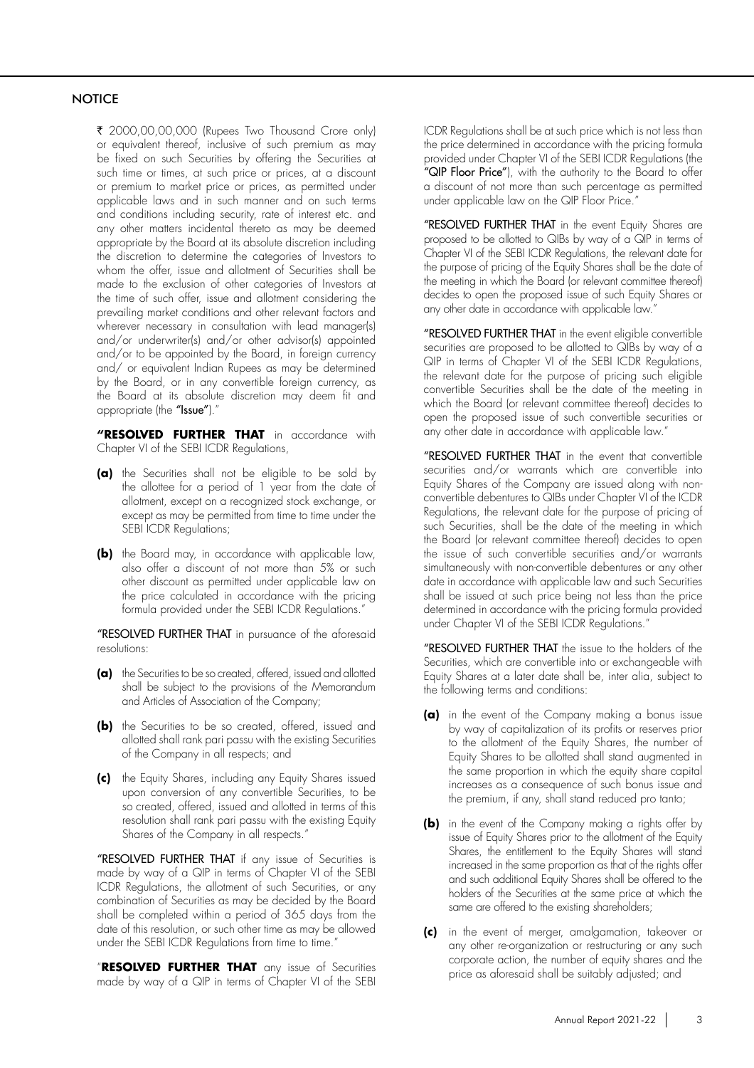## NOTICE

₹ 2000,00,00,000 (Rupees Two Thousand Crore only) or equivalent thereof, inclusive of such premium as may be fixed on such Securities by offering the Securities at such time or times, at such price or prices, at a discount or premium to market price or prices, as permitted under applicable laws and in such manner and on such terms and conditions including security, rate of interest etc. and any other matters incidental thereto as may be deemed appropriate by the Board at its absolute discretion including the discretion to determine the categories of Investors to whom the offer, issue and allotment of Securities shall be made to the exclusion of other categories of Investors at the time of such offer, issue and allotment considering the prevailing market conditions and other relevant factors and wherever necessary in consultation with lead manager(s) and/or underwriter(s) and/or other advisor(s) appointed and/or to be appointed by the Board, in foreign currency and/ or equivalent Indian Rupees as may be determined by the Board, or in any convertible foreign currency, as the Board at its absolute discretion may deem fit and appropriate (the **"Issue"**)."

**"RESOLVED FURTHER THAT** in accordance with Chapter VI of the SEBI ICDR Regulations,

**(a)** the Securities shall not be eligible to be sold by the allottee for a period of 1 year from the date of allotment, except on a recognized stock exchange, or except as may be permitted from time to time under the SEBI ICDR Regulations;

**(b)** the Board may, in accordance with applicable law, also offer a discount of not more than 5% or such other discount as permitted under applicable law on the price calculated in accordance with the pricing formula provided under the SEBI ICDR Regulations."

**"RESOLVED FURTHER THAT** in pursuance of the aforesaid resolutions:

**(a)** the Securities to be so created, offered, issued and allotted shall be subject to the provisions of the Memorandum and Articles of Association of the Company;

**(b)** the Securities to be so created, offered, issued and allotted shall rank pari passu with the existing Securities of the Company in all respects; and

**(c)** the Equity Shares, including any Equity Shares issued upon conversion of any convertible Securities, to be so created, offered, issued and allotted in terms of this resolution shall rank pari passu with the existing Equity Shares of the Company in all respects."

**"RESOLVED FURTHER THAT** if any issue of Securities is made by way of a QIP in terms of Chapter VI of the SEBI ICDR Regulations, the allotment of such Securities, or any combination of Securities as may be decided by the Board shall be completed within a period of 365 days from the date of this resolution, or such other time as may be allowed under the SEBI ICDR Regulations from time to time."

"**RESOLVED FURTHER THAT** any issue of Securities made by way of a QIP in terms of Chapter VI of the SEBI ICDR Regulations shall be at such price which is not less than the price determined in accordance with the pricing formula provided under Chapter VI of the SEBI ICDR Regulations (the **"QIP Floor Price"**), with the authority to the Board to offer a discount of not more than such percentage as permitted under applicable law on the QIP Floor Price."

**"RESOLVED FURTHER THAT** in the event Equity Shares are proposed to be allotted to QIBs by way of a QIP in terms of Chapter VI of the SEBI ICDR Regulations, the relevant date for the purpose of pricing of the Equity Shares shall be the date of the meeting in which the Board (or relevant committee thereof) decides to open the proposed issue of such Equity Shares or any other date in accordance with applicable law."

**"RESOLVED FURTHER THAT** in the event eligible convertible securities are proposed to be allotted to QIBs by way of a QIP in terms of Chapter VI of the SEBI ICDR Regulations, the relevant date for the purpose of pricing such eligible convertible Securities shall be the date of the meeting in which the Board (or relevant committee thereof) decides to open the proposed issue of such convertible securities or any other date in accordance with applicable law."

**"RESOLVED FURTHER THAT** in the event that convertible securities and/or warrants which are convertible into Equity Shares of the Company are issued along with non-convertible debentures to QIBs under Chapter VI of the ICDR Regulations, the relevant date for the purpose of pricing of such Securities, shall be the date of the meeting in which the Board (or relevant committee thereof) decides to open the issue of such convertible securities and/or warrants simultaneously with non-convertible debentures or any other date in accordance with applicable law and such Securities shall be issued at such price being not less than the price determined in accordance with the pricing formula provided under Chapter VI of the SEBI ICDR Regulations."

**"RESOLVED FURTHER THAT** the issue to the holders of the Securities, which are convertible into or exchangeable with Equity Shares at a later date shall be, inter alia, subject to the following terms and conditions:

**(a)** in the event of the Company making a bonus issue by way of capitalization of its profits or reserves prior to the allotment of the Equity Shares, the number of Equity Shares to be allotted shall stand augmented in the same proportion in which the equity share capital increases as a consequence of such bonus issue and the premium, if any, shall stand reduced pro tanto;

**(b)** in the event of the Company making a rights offer by issue of Equity Shares prior to the allotment of the Equity Shares, the entitlement to the Equity Shares will stand increased in the same proportion as that of the rights offer and such additional Equity Shares shall be offered to the holders of the Securities at the same price at which the same are offered to the existing shareholders;

**(c)** in the event of merger, amalgamation, takeover or any other re-organization or restructuring or any such corporate action, the number of equity shares and the price as aforesaid shall be suitably adjusted; and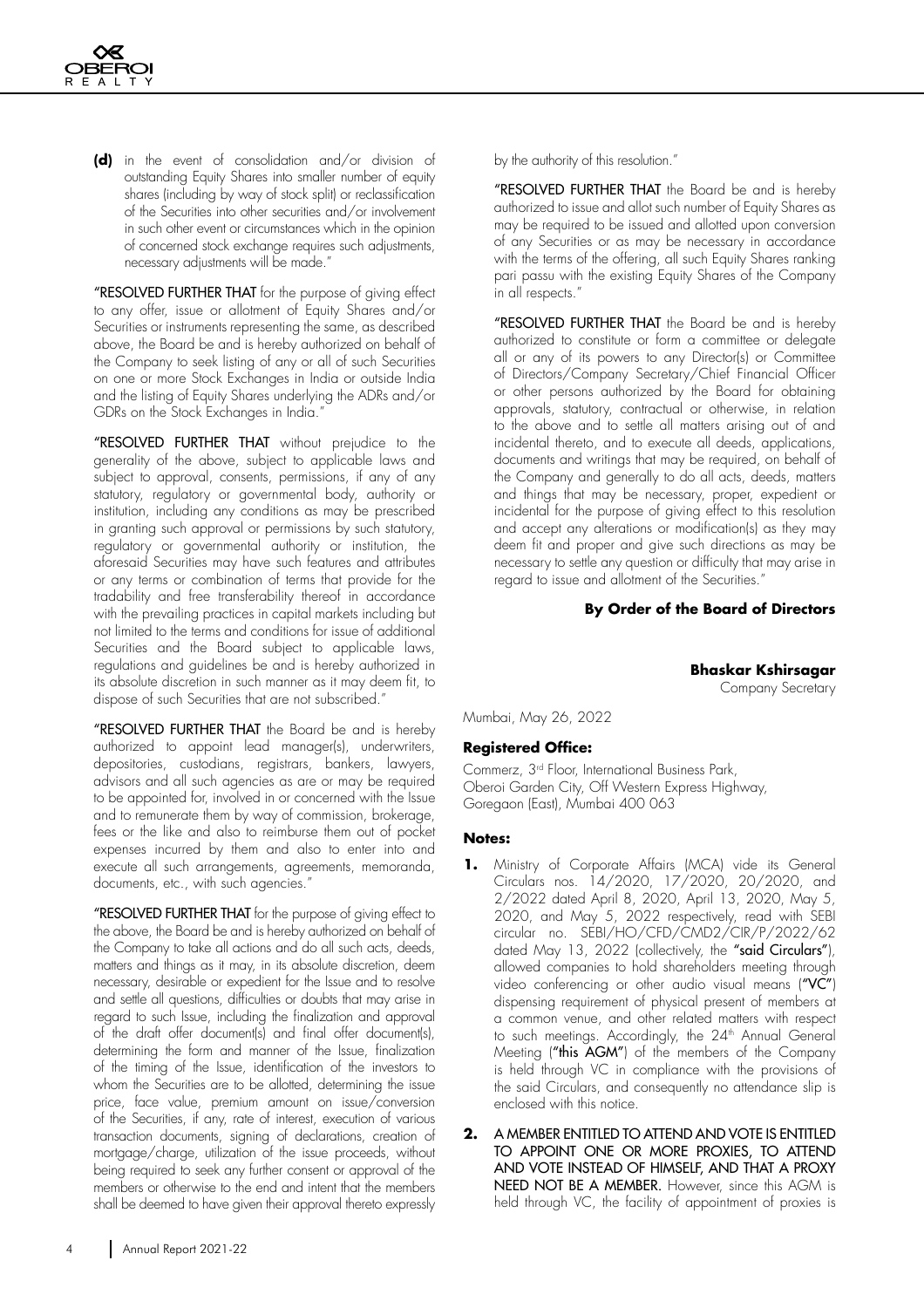**(d)** in the event of consolidation and/or division of outstanding Equity Shares into smaller number of equity shares (including by way of stock split) or reclassification of the Securities into other securities and/or involvement in such other event or circumstances which in the opinion of concerned stock exchange requires such adjustments, necessary adjustments will be made."

"**RESOLVED FURTHER THAT** for the purpose of giving effect to any offer, issue or allotment of Equity Shares and/or Securities or instruments representing the same, as described above, the Board be and is hereby authorized on behalf of the Company to seek listing of any or all of such Securities on one or more Stock Exchanges in India or outside India and the listing of Equity Shares underlying the ADRs and/or GDRs on the Stock Exchanges in India."

"**RESOLVED FURTHER THAT** without prejudice to the generality of the above, subject to applicable laws and subject to approval, consents, permissions, if any of any statutory, regulatory or governmental body, authority or institution, including any conditions as may be prescribed in granting such approval or permissions by such statutory, regulatory or governmental authority or institution, the aforesaid Securities may have such features and attributes or any terms or combination of terms that provide for the tradability and free transferability thereof in accordance with the prevailing practices in capital markets including but not limited to the terms and conditions for issue of additional Securities and the Board subject to applicable laws, regulations and guidelines be and is hereby authorized in its absolute discretion in such manner as it may deem fit, to dispose of such Securities that are not subscribed."

"**RESOLVED FURTHER THAT** the Board be and is hereby authorized to appoint lead manager(s), underwriters, depositories, custodians, registrars, bankers, lawyers, advisors and all such agencies as are or may be required to be appointed for, involved in or concerned with the Issue and to remunerate them by way of commission, brokerage, fees or the like and also to reimburse them out of pocket expenses incurred by them and also to enter into and execute all such arrangements, agreements, memoranda, documents, etc., with such agencies."

"**RESOLVED FURTHER THAT** for the purpose of giving effect to the above, the Board be and is hereby authorized on behalf of the Company to take all actions and do all such acts, deeds, matters and things as it may, in its absolute discretion, deem necessary, desirable or expedient for the Issue and to resolve and settle all questions, difficulties or doubts that may arise in regard to such Issue, including the finalization and approval of the draft offer document(s) and final offer document(s), determining the form and manner of the Issue, finalization of the timing of the Issue, identification of the investors to whom the Securities are to be allotted, determining the issue price, face value, premium amount on issue/conversion of the Securities, if any, rate of interest, execution of various transaction documents, signing of declarations, creation of mortgage/charge, utilization of the issue proceeds, without being required to seek any further consent or approval of the members or otherwise to the end and intent that the members shall be deemed to have given their approval thereto expressly by the authority of this resolution."

"**RESOLVED FURTHER THAT** the Board be and is hereby authorized to issue and allot such number of Equity Shares as may be required to be issued and allotted upon conversion of any Securities or as may be necessary in accordance with the terms of the offering, all such Equity Shares ranking pari passu with the existing Equity Shares of the Company in all respects."

"**RESOLVED FURTHER THAT** the Board be and is hereby authorized to constitute or form a committee or delegate all or any of its powers to any Director(s) or Committee of Directors/Company Secretary/Chief Financial Officer or other persons authorized by the Board for obtaining approvals, statutory, contractual or otherwise, in relation to the above and to settle all matters arising out of and incidental thereto, and to execute all deeds, applications, documents and writings that may be required, on behalf of the Company and generally to do all acts, deeds, matters and things that may be necessary, proper, expedient or incidental for the purpose of giving effect to this resolution and accept any alterations or modification(s) as they may deem fit and proper and give such directions as may be necessary to settle any question or difficulty that may arise in regard to issue and allotment of the Securities."

**By Order of the Board of Directors**

**Bhaskar Kshirsagar**
Company Secretary

Mumbai, May 26, 2022

**Registered Office:**

Commerz, 3rd Floor, International Business Park,
Oberoi Garden City, Off Western Express Highway,
Goregaon (East), Mumbai 400 063

**Notes:**

1. Ministry of Corporate Affairs (MCA) vide its General Circulars nos. 14/2020, 17/2020, 20/2020, and 2/2022 dated April 8, 2020, April 13, 2020, May 5, 2020, and May 5, 2022 respectively, read with SEBI circular no. SEBI/HO/CFD/CMD2/CIR/P/2022/62 dated May 13, 2022 (collectively, the "**said Circulars**"), allowed companies to hold shareholders meeting through video conferencing or other audio visual means ("**VC**") dispensing requirement of physical present of members at a common venue, and other related matters with respect to such meetings. Accordingly, the 24th Annual General Meeting ("**this AGM**") of the members of the Company is held through VC in compliance with the provisions of the said Circulars, and consequently no attendance slip is enclosed with this notice.

2. **A MEMBER ENTITLED TO ATTEND AND VOTE IS ENTITLED TO APPOINT ONE OR MORE PROXIES, TO ATTEND AND VOTE INSTEAD OF HIMSELF, AND THAT A PROXY NEED NOT BE A MEMBER.** However, since this AGM is held through VC, the facility of appointment of proxies is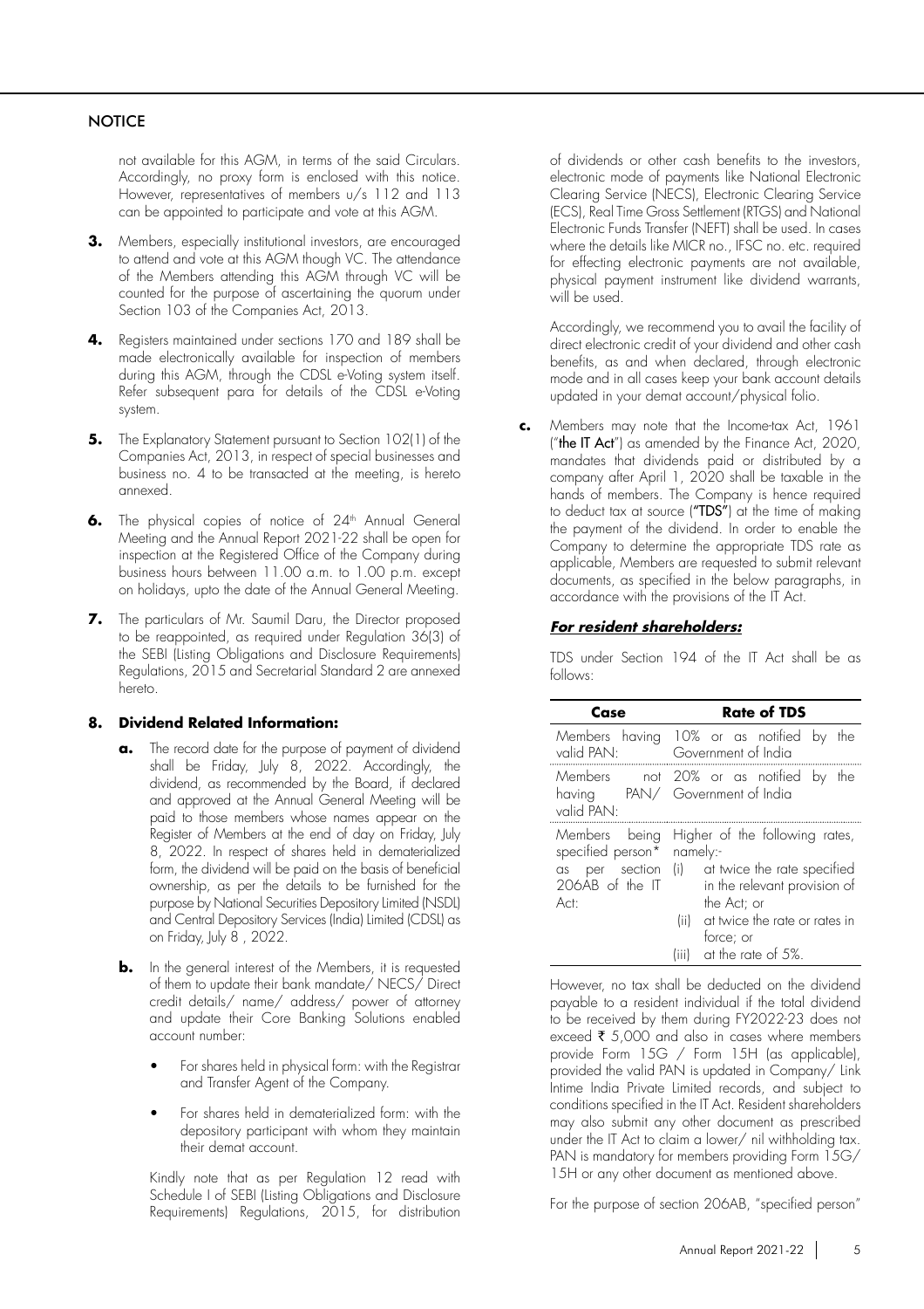## NOTICE

not available for this AGM, in terms of the said Circulars. Accordingly, no proxy form is enclosed with this notice. However, representatives of members u/s 112 and 113 can be appointed to participate and vote at this AGM.

**3.** Members, especially institutional investors, are encouraged to attend and vote at this AGM though VC. The attendance of the Members attending this AGM through VC will be counted for the purpose of ascertaining the quorum under Section 103 of the Companies Act, 2013.

**4.** Registers maintained under sections 170 and 189 shall be made electronically available for inspection of members during this AGM, through the CDSL e-Voting system itself. Refer subsequent para for details of the CDSL e-Voting system.

**5.** The Explanatory Statement pursuant to Section 102(1) of the Companies Act, 2013, in respect of special businesses and business no. 4 to be transacted at the meeting, is hereto annexed.

**6.** The physical copies of notice of 24th Annual General Meeting and the Annual Report 2021-22 shall be open for inspection at the Registered Office of the Company during business hours between 11.00 a.m. to 1.00 p.m. except on holidays, upto the date of the Annual General Meeting.

**7.** The particulars of Mr. Saumil Daru, the Director proposed to be reappointed, as required under Regulation 36(3) of the SEBI (Listing Obligations and Disclosure Requirements) Regulations, 2015 and Secretarial Standard 2 are annexed hereto.

### 8. Dividend Related Information:

**a.** The record date for the purpose of payment of dividend shall be Friday, July 8, 2022. Accordingly, the dividend, as recommended by the Board, if declared and approved at the Annual General Meeting will be paid to those members whose names appear on the Register of Members at the end of day on Friday, July 8, 2022. In respect of shares held in dematerialized form, the dividend will be paid on the basis of beneficial ownership, as per the details to be furnished for the purpose by National Securities Depository Limited (NSDL) and Central Depository Services (India) Limited (CDSL) as on Friday, July 8 , 2022.

**b.** In the general interest of the Members, it is requested of them to update their bank mandate/ NECS/ Direct credit details/ name/ address/ power of attorney and update their Core Banking Solutions enabled account number:

- For shares held in physical form: with the Registrar and Transfer Agent of the Company.
- For shares held in dematerialized form: with the depository participant with whom they maintain their demat account.

Kindly note that as per Regulation 12 read with Schedule I of SEBI (Listing Obligations and Disclosure Requirements) Regulations, 2015, for distribution of dividends or other cash benefits to the investors, electronic mode of payments like National Electronic Clearing Service (NECS), Electronic Clearing Service (ECS), Real Time Gross Settlement (RTGS) and National Electronic Funds Transfer (NEFT) shall be used. In cases where the details like MICR no., IFSC no. etc. required for effecting electronic payments are not available, physical payment instrument like dividend warrants, will be used.

Accordingly, we recommend you to avail the facility of direct electronic credit of your dividend and other cash benefits, as and when declared, through electronic mode and in all cases keep your bank account details updated in your demat account/physical folio.

**c.** Members may note that the Income-tax Act, 1961 ("**the IT Act**") as amended by the Finance Act, 2020, mandates that dividends paid or distributed by a company after April 1, 2020 shall be taxable in the hands of members. The Company is hence required to deduct tax at source ("**TDS**") at the time of making the payment of the dividend. In order to enable the Company to determine the appropriate TDS rate as applicable, Members are requested to submit relevant documents, as specified in the below paragraphs, in accordance with the provisions of the IT Act.

***For resident shareholders:***

TDS under Section 194 of the IT Act shall be as follows:

| Case | Rate of TDS |
|---|---|
| Members having valid PAN: | 10% or as notified by the Government of India |
| Members not having PAN/ valid PAN: | 20% or as notified by the Government of India |
| Members being specified person* as per section 206AB of the IT Act: | Higher of the following rates, namely:- (i) at twice the rate specified in the relevant provision of the Act; or (ii) at twice the rate or rates in force; or (iii) at the rate of 5%. |

However, no tax shall be deducted on the dividend payable to a resident individual if the total dividend to be received by them during FY2022-23 does not exceed ₹ 5,000 and also in cases where members provide Form 15G / Form 15H (as applicable), provided the valid PAN is updated in Company/ Link Intime India Private Limited records, and subject to conditions specified in the IT Act. Resident shareholders may also submit any other document as prescribed under the IT Act to claim a lower/ nil withholding tax. PAN is mandatory for members providing Form 15G/ 15H or any other document as mentioned above.

For the purpose of section 206AB, "specified person"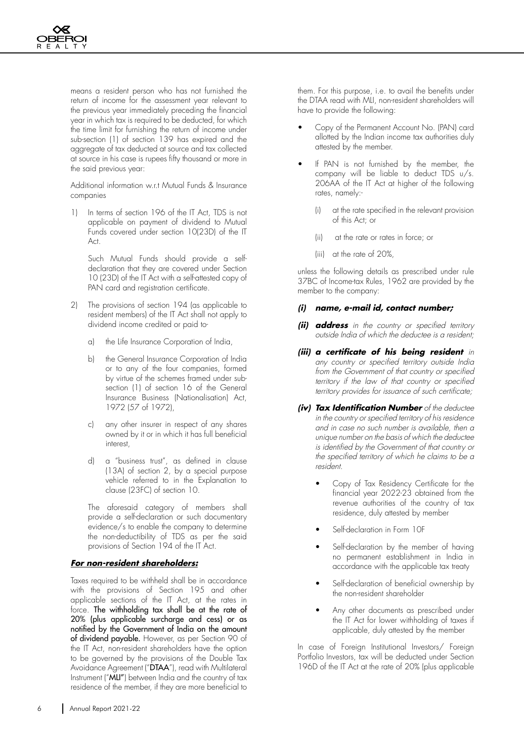means a resident person who has not furnished the return of income for the assessment year relevant to the previous year immediately preceding the financial year in which tax is required to be deducted, for which the time limit for furnishing the return of income under sub-section (1) of section 139 has expired and the aggregate of tax deducted at source and tax collected at source in his case is rupees fifty thousand or more in the said previous year:

Additional information w.r.t Mutual Funds & Insurance companies

1) In terms of section 196 of the IT Act, TDS is not applicable on payment of dividend to Mutual Funds covered under section 10(23D) of the IT Act.

   Such Mutual Funds should provide a self-declaration that they are covered under Section 10 (23D) of the IT Act with a self-attested copy of PAN card and registration certificate.

2) The provisions of section 194 (as applicable to resident members) of the IT Act shall not apply to dividend income credited or paid to-

   a) the Life Insurance Corporation of India,

   b) the General Insurance Corporation of India or to any of the four companies, formed by virtue of the schemes framed under sub-section (1) of section 16 of the General Insurance Business (Nationalisation) Act, 1972 (57 of 1972),

   c) any other insurer in respect of any shares owned by it or in which it has full beneficial interest,

   d) a "business trust", as defined in clause (13A) of section 2, by a special purpose vehicle referred to in the Explanation to clause (23FC) of section 10.

   The aforesaid category of members shall provide a self-declaration or such documentary evidence/s to enable the company to determine the non-deductibility of TDS as per the said provisions of Section 194 of the IT Act.

***<u>For non-resident shareholders:</u>***

Taxes required to be withheld shall be in accordance with the provisions of Section 195 and other applicable sections of the IT Act, at the rates in force. **The withholding tax shall be at the rate of 20% (plus applicable surcharge and cess) or as notified by the Government of India on the amount of dividend payable.** However, as per Section 90 of the IT Act, non-resident shareholders have the option to be governed by the provisions of the Double Tax Avoidance Agreement ("**DTAA**"), read with Multilateral Instrument ("**MLI**") between India and the country of tax residence of the member, if they are more beneficial to them. For this purpose, i.e. to avail the benefits under the DTAA read with MLI, non-resident shareholders will have to provide the following:

- Copy of the Permanent Account No. (PAN) card allotted by the Indian income tax authorities duly attested by the member.
- If PAN is not furnished by the member, the company will be liable to deduct TDS u/s. 206AA of the IT Act at higher of the following rates, namely:-
  - (i) at the rate specified in the relevant provision of this Act; or
  - (ii) at the rate or rates in force; or
  - (iii) at the rate of 20%,

unless the following details as prescribed under rule 37BC of Income-tax Rules, 1962 are provided by the member to the company:

***(i) name, e-mail id, contact number;***

***(ii) address*** *in the country or specified territory outside India of which the deductee is a resident;*

***(iii) a certificate of his being resident*** *in any country or specified territory outside India from the Government of that country or specified territory if the law of that country or specified territory provides for issuance of such certificate;*

***(iv) Tax Identification Number*** *of the deductee in the country or specified territory of his residence and in case no such number is available, then a unique number on the basis of which the deductee is identified by the Government of that country or the specified territory of which he claims to be a resident.*

- Copy of Tax Residency Certificate for the financial year 2022-23 obtained from the revenue authorities of the country of tax residence, duly attested by member
- Self-declaration in Form 10F
- Self-declaration by the member of having no permanent establishment in India in accordance with the applicable tax treaty
- Self-declaration of beneficial ownership by the non-resident shareholder
- Any other documents as prescribed under the IT Act for lower withholding of taxes if applicable, duly attested by the member

In case of Foreign Institutional Investors/ Foreign Portfolio Investors, tax will be deducted under Section 196D of the IT Act at the rate of 20% (plus applicable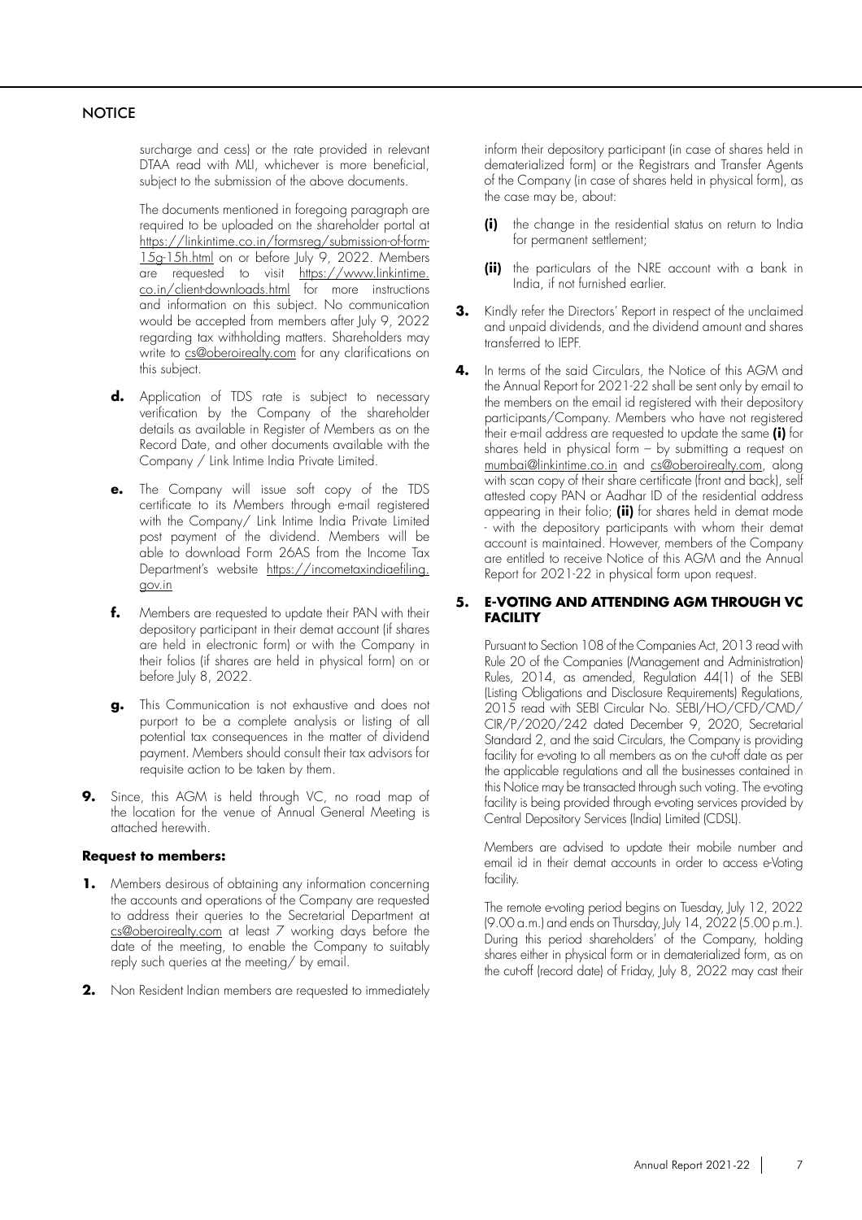surcharge and cess) or the rate provided in relevant DTAA read with MLI, whichever is more beneficial, subject to the submission of the above documents.

The documents mentioned in foregoing paragraph are required to be uploaded on the shareholder portal at https://linkintime.co.in/formsreg/submission-of-form-15g-15h.html on or before July 9, 2022. Members are requested to visit https://www.linkintime.co.in/client-downloads.html for more instructions and information on this subject. No communication would be accepted from members after July 9, 2022 regarding tax withholding matters. Shareholders may write to cs@oberoirealty.com for any clarifications on this subject.

**d.** Application of TDS rate is subject to necessary verification by the Company of the shareholder details as available in Register of Members as on the Record Date, and other documents available with the Company / Link Intime India Private Limited.

**e.** The Company will issue soft copy of the TDS certificate to its Members through e-mail registered with the Company/ Link Intime India Private Limited post payment of the dividend. Members will be able to download Form 26AS from the Income Tax Department's website https://incometaxindiaefiling.gov.in

**f.** Members are requested to update their PAN with their depository participant in their demat account (if shares are held in electronic form) or with the Company in their folios (if shares are held in physical form) on or before July 8, 2022.

**g.** This Communication is not exhaustive and does not purport to be a complete analysis or listing of all potential tax consequences in the matter of dividend payment. Members should consult their tax advisors for requisite action to be taken by them.

**9.** Since, this AGM is held through VC, no road map of the location for the venue of Annual General Meeting is attached herewith.

**Request to members:**

**1.** Members desirous of obtaining any information concerning the accounts and operations of the Company are requested to address their queries to the Secretarial Department at cs@oberoirealty.com at least 7 working days before the date of the meeting, to enable the Company to suitably reply such queries at the meeting/ by email.

**2.** Non Resident Indian members are requested to immediately inform their depository participant (in case of shares held in dematerialized form) or the Registrars and Transfer Agents of the Company (in case of shares held in physical form), as the case may be, about:

**(i)** the change in the residential status on return to India for permanent settlement;

**(ii)** the particulars of the NRE account with a bank in India, if not furnished earlier.

**3.** Kindly refer the Directors' Report in respect of the unclaimed and unpaid dividends, and the dividend amount and shares transferred to IEPF.

**4.** In terms of the said Circulars, the Notice of this AGM and the Annual Report for 2021-22 shall be sent only by email to the members on the email id registered with their depository participants/Company. Members who have not registered their e-mail address are requested to update the same **(i)** for shares held in physical form – by submitting a request on mumbai@linkintime.co.in and cs@oberoirealty.com, along with scan copy of their share certificate (front and back), self attested copy PAN or Aadhar ID of the residential address appearing in their folio; **(ii)** for shares held in demat mode - with the depository participants with whom their demat account is maintained. However, members of the Company are entitled to receive Notice of this AGM and the Annual Report for 2021-22 in physical form upon request.

**5. E-VOTING AND ATTENDING AGM THROUGH VC FACILITY**

Pursuant to Section 108 of the Companies Act, 2013 read with Rule 20 of the Companies (Management and Administration) Rules, 2014, as amended, Regulation 44(1) of the SEBI (Listing Obligations and Disclosure Requirements) Regulations, 2015 read with SEBI Circular No. SEBI/HO/CFD/CMD/CIR/P/2020/242 dated December 9, 2020, Secretarial Standard 2, and the said Circulars, the Company is providing facility for e-voting to all members as on the cut-off date as per the applicable regulations and all the businesses contained in this Notice may be transacted through such voting. The e-voting facility is being provided through e-voting services provided by Central Depository Services (India) Limited (CDSL).

Members are advised to update their mobile number and email id in their demat accounts in order to access e-Voting facility.

The remote e-voting period begins on Tuesday, July 12, 2022 (9.00 a.m.) and ends on Thursday, July 14, 2022 (5.00 p.m.). During this period shareholders' of the Company, holding shares either in physical form or in dematerialized form, as on the cut-off (record date) of Friday, July 8, 2022 may cast their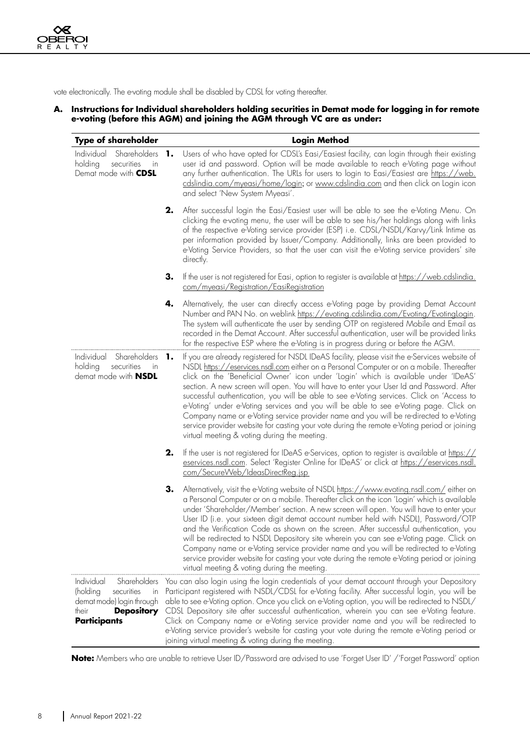vote electronically. The e-voting module shall be disabled by CDSL for voting thereafter.

**A. Instructions for Individual shareholders holding securities in Demat mode for logging in for remote e-voting (before this AGM) and joining the AGM through VC are as under:**

| Type of shareholder | Login Method |
|---|---|
| Individual Shareholders holding securities in Demat mode with **CDSL** | **1.** Users of who have opted for CDSL's Easi/Easiest facility, can login through their existing user id and password. Option will be made available to reach e-Voting page without any further authentication. The URLs for users to login to Easi/Easiest are https://web.cdslindia.com/myeasi/home/login; or www.cdslindia.com and then click on Login icon and select 'New System Myeasi'. |
| | **2.** After successful login the Easi/Easiest user will be able to see the e-Voting Menu. On clicking the e-voting menu, the user will be able to see his/her holdings along with links of the respective e-Voting service provider (ESP) i.e. CDSL/NSDL/Karvy/Link Intime as per information provided by Issuer/Company. Additionally, links are been provided to e-Voting Service Providers, so that the user can visit the e-Voting service providers' site directly. |
| | **3.** If the user is not registered for Easi, option to register is available at https://web.cdslindia.com/myeasi/Registration/EasiRegistration |
| | **4.** Alternatively, the user can directly access e-Voting page by providing Demat Account Number and PAN No. on weblink https://evoting.cdslindia.com/Evoting/EvotingLogin. The system will authenticate the user by sending OTP on registered Mobile and Email as recorded in the Demat Account. After successful authentication, user will be provided links for the respective ESP where the e-Voting is in progress during or before the AGM. |
| Individual Shareholders holding securities in demat mode with **NSDL** | **1.** If you are already registered for NSDL IDeAS facility, please visit the e-Services website of NSDL https://eservices.nsdl.com either on a Personal Computer or on a mobile. Thereafter click on the 'Beneficial Owner' icon under 'Login' which is available under 'IDeAS' section. A new screen will open. You will have to enter your User Id and Password. After successful authentication, you will be able to see e-Voting services. Click on 'Access to e-Voting' under e-Voting services and you will be able to see e-Voting page. Click on Company name or e-Voting service provider name and you will be re-directed to e-Voting service provider website for casting your vote during the remote e-Voting period or joining virtual meeting & voting during the meeting. |
| | **2.** If the user is not registered for IDeAS e-Services, option to register is available at https://eservices.nsdl.com. Select 'Register Online for IDeAS' or click at https://eservices.nsdl.com/SecureWeb/IdeasDirectReg.jsp |
| | **3.** Alternatively, visit the e-Voting website of NSDL https://www.evoting.nsdl.com/ either on a Personal Computer or on a mobile. Thereafter click on the icon 'Login' which is available under 'Shareholder/Member' section. A new screen will open. You will have to enter your User ID (i.e. your sixteen digit demat account number held with NSDL), Password/OTP and the Verification Code as shown on the screen. After successful authentication, you will be redirected to NSDL Depository site wherein you can see e-Voting page. Click on Company name or e-Voting service provider name and you will be redirected to e-Voting service provider website for casting your vote during the remote e-Voting period or joining virtual meeting & voting during the meeting. |
| Individual Shareholders (holding securities in demat mode) login through their **Depository Participants** | You can also login using the login credentials of your demat account through your Depository Participant registered with NSDL/CDSL for e-Voting facility. After successful login, you will be able to see e-Voting option. Once you click on e-Voting option, you will be redirected to NSDL/CDSL Depository site after successful authentication, wherein you can see e-Voting feature. Click on Company name or e-Voting service provider name and you will be redirected to e-Voting service provider's website for casting your vote during the remote e-Voting period or joining virtual meeting & voting during the meeting. |

**Note:** Members who are unable to retrieve User ID/Password are advised to use 'Forget User ID' /'Forget Password' option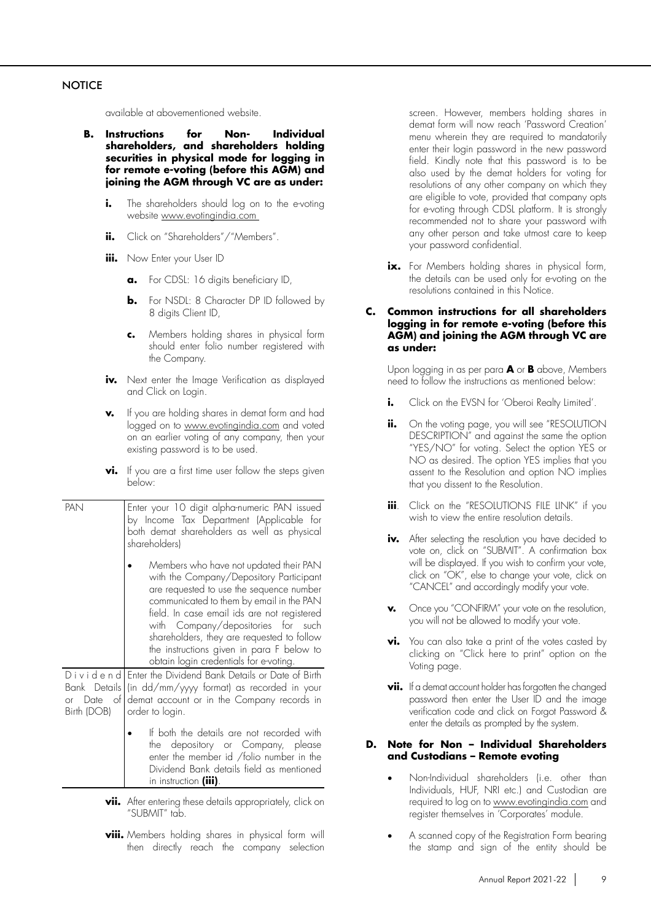available at abovementioned website.

**B. Instructions for Non- Individual shareholders, and shareholders holding securities in physical mode for logging in for remote e-voting (before this AGM) and joining the AGM through VC are as under:**

**i.** The shareholders should log on to the e-voting website www.evotingindia.com

**ii.** Click on "Shareholders"/"Members".

**iii.** Now Enter your User ID

**a.** For CDSL: 16 digits beneficiary ID,

**b.** For NSDL: 8 Character DP ID followed by 8 digits Client ID,

**c.** Members holding shares in physical form should enter folio number registered with the Company.

**iv.** Next enter the Image Verification as displayed and Click on Login.

**v.** If you are holding shares in demat form and had logged on to www.evotingindia.com and voted on an earlier voting of any company, then your existing password is to be used.

**vi.** If you are a first time user follow the steps given below:

| | |
|---|---|
| PAN | Enter your 10 digit alpha-numeric PAN issued by Income Tax Department (Applicable for both demat shareholders as well as physical shareholders)<br>• Members who have not updated their PAN with the Company/Depository Participant are requested to use the sequence number communicated to them by email in the PAN field. In case email ids are not registered with Company/depositories for such shareholders, they are requested to follow the instructions given in para F below to obtain login credentials for e-voting. |
| Dividend Bank Details or Date of Birth (DOB) | Enter the Dividend Bank Details or Date of Birth (in dd/mm/yyyy format) as recorded in your demat account or in the Company records in order to login.<br>• If both the details are not recorded with the depository or Company, please enter the member id /folio number in the Dividend Bank details field as mentioned in instruction **(iii)**. |

**vii.** After entering these details appropriately, click on "SUBMIT" tab.

**viii.** Members holding shares in physical form will then directly reach the company selection screen. However, members holding shares in demat form will now reach 'Password Creation' menu wherein they are required to mandatorily enter their login password in the new password field. Kindly note that this password is to be also used by the demat holders for voting for resolutions of any other company on which they are eligible to vote, provided that company opts for e-voting through CDSL platform. It is strongly recommended not to share your password with any other person and take utmost care to keep your password confidential.

**ix.** For Members holding shares in physical form, the details can be used only for e-voting on the resolutions contained in this Notice.

**C. Common instructions for all shareholders logging in for remote e-voting (before this AGM) and joining the AGM through VC are as under:**

Upon logging in as per para **A** or **B** above, Members need to follow the instructions as mentioned below:

**i.** Click on the EVSN for 'Oberoi Realty Limited'.

**ii.** On the voting page, you will see "RESOLUTION DESCRIPTION" and against the same the option "YES/NO" for voting. Select the option YES or NO as desired. The option YES implies that you assent to the Resolution and option NO implies that you dissent to the Resolution.

**iii**. Click on the "RESOLUTIONS FILE LINK" if you wish to view the entire resolution details.

**iv.** After selecting the resolution you have decided to vote on, click on "SUBMIT". A confirmation box will be displayed. If you wish to confirm your vote, click on "OK", else to change your vote, click on "CANCEL" and accordingly modify your vote.

**v.** Once you "CONFIRM" your vote on the resolution, you will not be allowed to modify your vote.

**vi.** You can also take a print of the votes casted by clicking on "Click here to print" option on the Voting page.

**vii.** If a demat account holder has forgotten the changed password then enter the User ID and the image verification code and click on Forgot Password & enter the details as prompted by the system.

**D. Note for Non – Individual Shareholders and Custodians – Remote evoting**

- Non-Individual shareholders (i.e. other than Individuals, HUF, NRI etc.) and Custodian are required to log on to www.evotingindia.com and register themselves in 'Corporates' module.
- A scanned copy of the Registration Form bearing the stamp and sign of the entity should be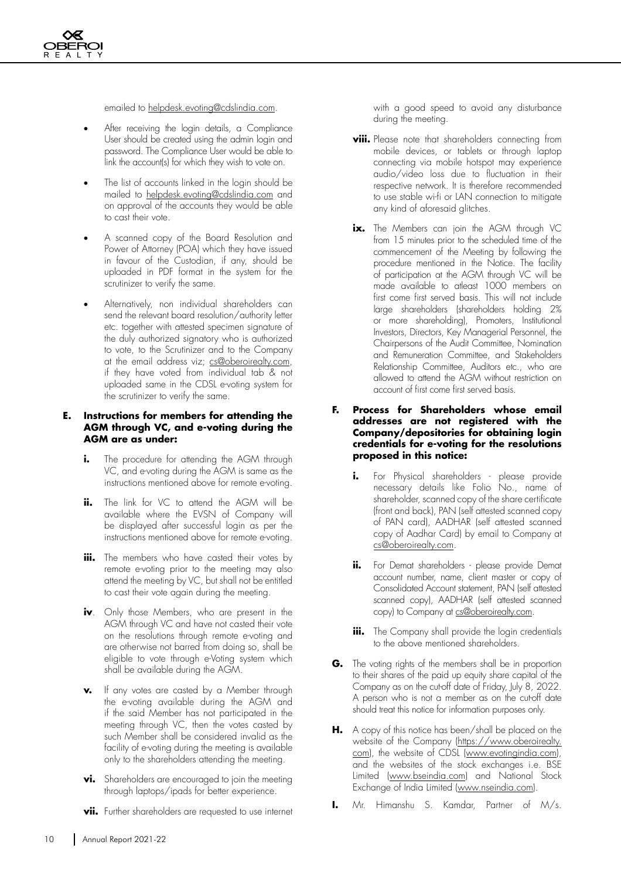emailed to helpdesk.evoting@cdslindia.com.

- After receiving the login details, a Compliance User should be created using the admin login and password. The Compliance User would be able to link the account(s) for which they wish to vote on.
- The list of accounts linked in the login should be mailed to helpdesk.evoting@cdslindia.com and on approval of the accounts they would be able to cast their vote.
- A scanned copy of the Board Resolution and Power of Attorney (POA) which they have issued in favour of the Custodian, if any, should be uploaded in PDF format in the system for the scrutinizer to verify the same.
- Alternatively, non individual shareholders can send the relevant board resolution/authority letter etc. together with attested specimen signature of the duly authorized signatory who is authorized to vote, to the Scrutinizer and to the Company at the email address viz; cs@oberoirealty.com, if they have voted from individual tab & not uploaded same in the CDSL e-voting system for the scrutinizer to verify the same.

**E. Instructions for members for attending the AGM through VC, and e-voting during the AGM are as under:**

**i.** The procedure for attending the AGM through VC, and e-voting during the AGM is same as the instructions mentioned above for remote e-voting.

**ii.** The link for VC to attend the AGM will be available where the EVSN of Company will be displayed after successful login as per the instructions mentioned above for remote e-voting.

**iii.** The members who have casted their votes by remote e-voting prior to the meeting may also attend the meeting by VC, but shall not be entitled to cast their vote again during the meeting.

**iv**. Only those Members, who are present in the AGM through VC and have not casted their vote on the resolutions through remote e-voting and are otherwise not barred from doing so, shall be eligible to vote through e-Voting system which shall be available during the AGM.

**v.** If any votes are casted by a Member through the e-voting available during the AGM and if the said Member has not participated in the meeting through VC, then the votes casted by such Member shall be considered invalid as the facility of e-voting during the meeting is available only to the shareholders attending the meeting.

**vi.** Shareholders are encouraged to join the meeting through laptops/ipads for better experience.

**vii.** Further shareholders are requested to use internet with a good speed to avoid any disturbance during the meeting.

**viii.** Please note that shareholders connecting from mobile devices, or tablets or through laptop connecting via mobile hotspot may experience audio/video loss due to fluctuation in their respective network. It is therefore recommended to use stable wi-fi or LAN connection to mitigate any kind of aforesaid glitches.

**ix.** The Members can join the AGM through VC from 15 minutes prior to the scheduled time of the commencement of the Meeting by following the procedure mentioned in the Notice. The facility of participation at the AGM through VC will be made available to atleast 1000 members on first come first served basis. This will not include large shareholders (shareholders holding 2% or more shareholding), Promoters, Institutional Investors, Directors, Key Managerial Personnel, the Chairpersons of the Audit Committee, Nomination and Remuneration Committee, and Stakeholders Relationship Committee, Auditors etc., who are allowed to attend the AGM without restriction on account of first come first served basis.

**F. Process for Shareholders whose email addresses are not registered with the Company/depositories for obtaining login credentials for e-voting for the resolutions proposed in this notice:**

**i.** For Physical shareholders - please provide necessary details like Folio No., name of shareholder, scanned copy of the share certificate (front and back), PAN (self attested scanned copy of PAN card), AADHAR (self attested scanned copy of Aadhar Card) by email to Company at cs@oberoirealty.com.

**ii.** For Demat shareholders - please provide Demat account number, name, client master or copy of Consolidated Account statement, PAN (self attested scanned copy), AADHAR (self attested scanned copy) to Company at cs@oberoirealty.com.

**iii.** The Company shall provide the login credentials to the above mentioned shareholders.

**G.** The voting rights of the members shall be in proportion to their shares of the paid up equity share capital of the Company as on the cut-off date of Friday, July 8, 2022. A person who is not a member as on the cut-off date should treat this notice for information purposes only.

**H.** A copy of this notice has been/shall be placed on the website of the Company (https://www.oberoirealty.com), the website of CDSL (www.evotingindia.com), and the websites of the stock exchanges i.e. BSE Limited (www.bseindia.com) and National Stock Exchange of India Limited (www.nseindia.com).

**I.** Mr. Himanshu S. Kamdar, Partner of M/s.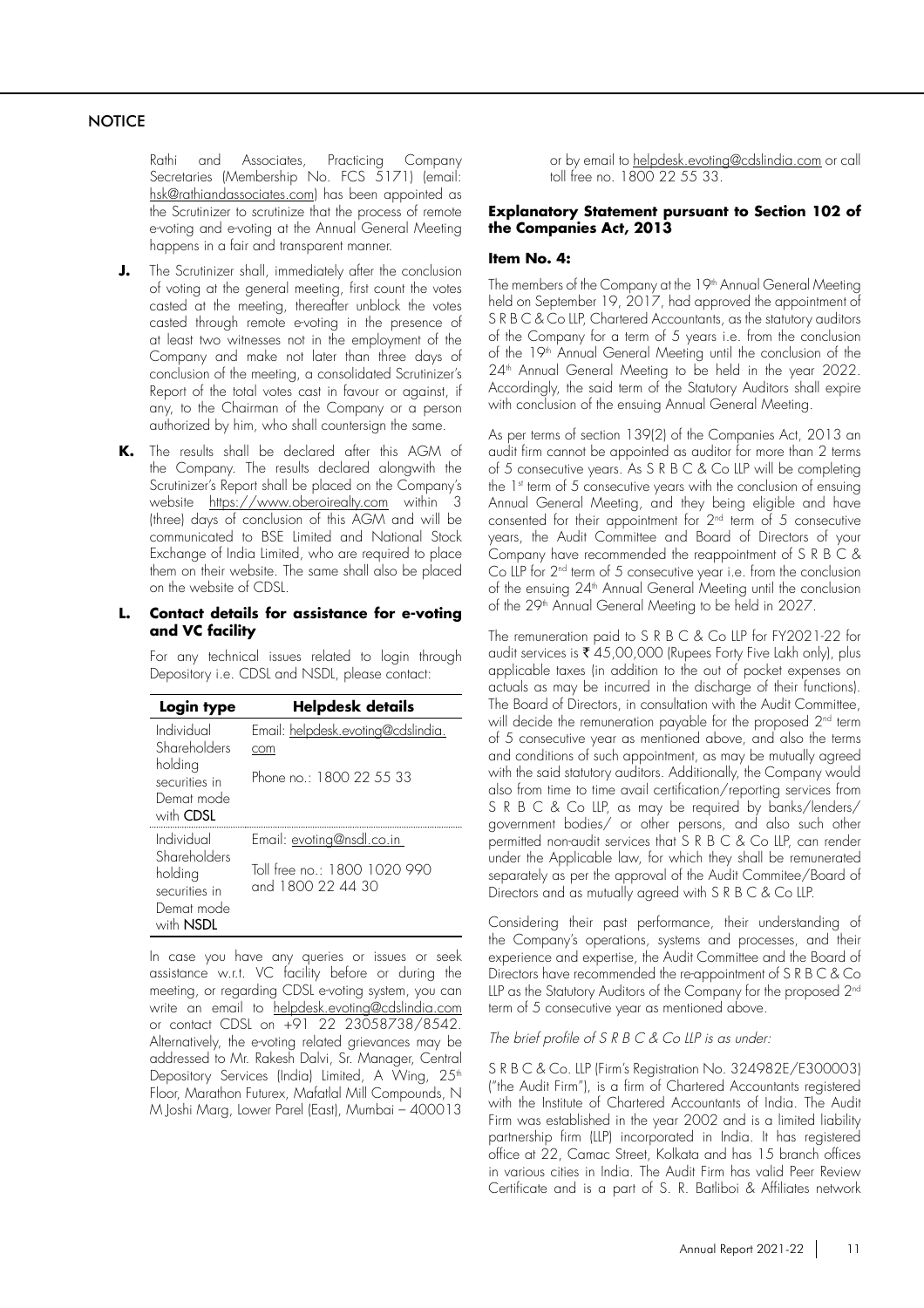Rathi and Associates, Practicing Company Secretaries (Membership No. FCS 5171) (email: hsk@rathiandassociates.com) has been appointed as the Scrutinizer to scrutinize that the process of remote e-voting and e-voting at the Annual General Meeting happens in a fair and transparent manner.

**J.** The Scrutinizer shall, immediately after the conclusion of voting at the general meeting, first count the votes casted at the meeting, thereafter unblock the votes casted through remote e-voting in the presence of at least two witnesses not in the employment of the Company and make not later than three days of conclusion of the meeting, a consolidated Scrutinizer's Report of the total votes cast in favour or against, if any, to the Chairman of the Company or a person authorized by him, who shall countersign the same.

**K.** The results shall be declared after this AGM of the Company. The results declared alongwith the Scrutinizer's Report shall be placed on the Company's website https://www.oberoirealty.com within 3 (three) days of conclusion of this AGM and will be communicated to BSE Limited and National Stock Exchange of India Limited, who are required to place them on their website. The same shall also be placed on the website of CDSL.

**L. Contact details for assistance for e-voting and VC facility**

For any technical issues related to login through Depository i.e. CDSL and NSDL, please contact:

| Login type | Helpdesk details |
|---|---|
| Individual Shareholders holding securities in Demat mode with **CDSL** | Email: helpdesk.evoting@cdslindia.com<br>Phone no.: 1800 22 55 33 |
| Individual Shareholders holding securities in Demat mode with **NSDL** | Email: evoting@nsdl.co.in<br>Toll free no.: 1800 1020 990 and 1800 22 44 30 |

In case you have any queries or issues or seek assistance w.r.t. VC facility before or during the meeting, or regarding CDSL e-voting system, you can write an email to helpdesk.evoting@cdslindia.com or contact CDSL on +91 22 23058738/8542. Alternatively, the e-voting related grievances may be addressed to Mr. Rakesh Dalvi, Sr. Manager, Central Depository Services (India) Limited, A Wing, 25th Floor, Marathon Futurex, Mafatlal Mill Compounds, N M Joshi Marg, Lower Parel (East), Mumbai – 400013 or by email to helpdesk.evoting@cdslindia.com or call toll free no. 1800 22 55 33.

**Explanatory Statement pursuant to Section 102 of the Companies Act, 2013**

**Item No. 4:**

The members of the Company at the 19th Annual General Meeting held on September 19, 2017, had approved the appointment of S R B C & Co LLP, Chartered Accountants, as the statutory auditors of the Company for a term of 5 years i.e. from the conclusion of the 19th Annual General Meeting until the conclusion of the 24th Annual General Meeting to be held in the year 2022. Accordingly, the said term of the Statutory Auditors shall expire with conclusion of the ensuing Annual General Meeting.

As per terms of section 139(2) of the Companies Act, 2013 an audit firm cannot be appointed as auditor for more than 2 terms of 5 consecutive years. As S R B C & Co LLP will be completing the 1st term of 5 consecutive years with the conclusion of ensuing Annual General Meeting, and they being eligible and have consented for their appointment for 2nd term of 5 consecutive years, the Audit Committee and Board of Directors of your Company have recommended the reappointment of S R B C & Co LLP for 2nd term of 5 consecutive year i.e. from the conclusion of the ensuing 24th Annual General Meeting until the conclusion of the 29th Annual General Meeting to be held in 2027.

The remuneration paid to S R B C & Co LLP for FY2021-22 for audit services is ₹ 45,00,000 (Rupees Forty Five Lakh only), plus applicable taxes (in addition to the out of pocket expenses on actuals as may be incurred in the discharge of their functions). The Board of Directors, in consultation with the Audit Committee, will decide the remuneration payable for the proposed 2nd term of 5 consecutive year as mentioned above, and also the terms and conditions of such appointment, as may be mutually agreed with the said statutory auditors. Additionally, the Company would also from time to time avail certification/reporting services from S R B C & Co LLP, as may be required by banks/lenders/ government bodies/ or other persons, and also such other permitted non-audit services that S R B C & Co LLP, can render under the Applicable law, for which they shall be remunerated separately as per the approval of the Audit Commitee/Board of Directors and as mutually agreed with S R B C & Co LLP.

Considering their past performance, their understanding of the Company's operations, systems and processes, and their experience and expertise, the Audit Committee and the Board of Directors have recommended the re-appointment of S R B C & Co LLP as the Statutory Auditors of the Company for the proposed 2nd term of 5 consecutive year as mentioned above.

*The brief profile of S R B C & Co LLP is as under:*

S R B C & Co. LLP (Firm's Registration No. 324982E/E300003) ("the Audit Firm"), is a firm of Chartered Accountants registered with the Institute of Chartered Accountants of India. The Audit Firm was established in the year 2002 and is a limited liability partnership firm (LLP) incorporated in India. It has registered office at 22, Camac Street, Kolkata and has 15 branch offices in various cities in India. The Audit Firm has valid Peer Review Certificate and is a part of S. R. Batliboi & Affiliates network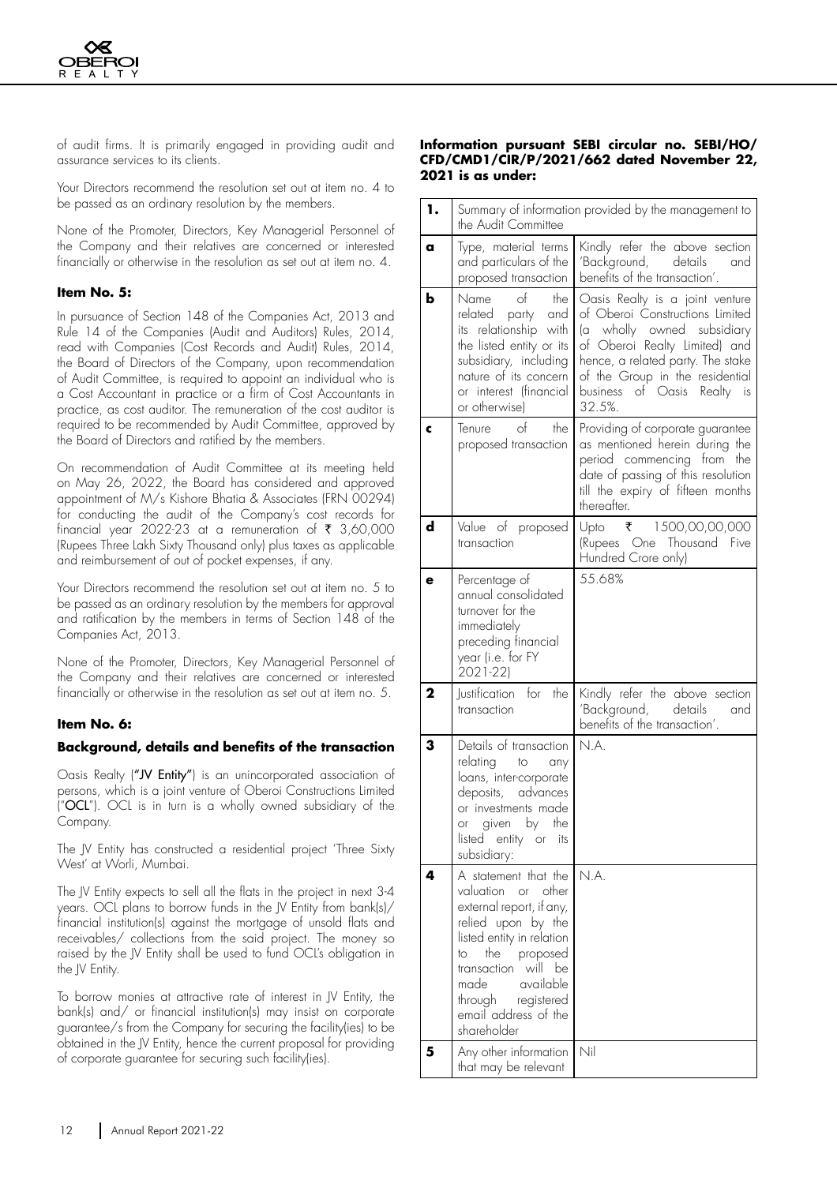of audit firms. It is primarily engaged in providing audit and assurance services to its clients.

Your Directors recommend the resolution set out at item no. 4 to be passed as an ordinary resolution by the members.

None of the Promoter, Directors, Key Managerial Personnel of the Company and their relatives are concerned or interested financially or otherwise in the resolution as set out at item no. 4.

### Item No. 5:

In pursuance of Section 148 of the Companies Act, 2013 and Rule 14 of the Companies (Audit and Auditors) Rules, 2014, read with Companies (Cost Records and Audit) Rules, 2014, the Board of Directors of the Company, upon recommendation of Audit Committee, is required to appoint an individual who is a Cost Accountant in practice or a firm of Cost Accountants in practice, as cost auditor. The remuneration of the cost auditor is required to be recommended by Audit Committee, approved by the Board of Directors and ratified by the members.

On recommendation of Audit Committee at its meeting held on May 26, 2022, the Board has considered and approved appointment of M/s Kishore Bhatia & Associates (FRN 00294) for conducting the audit of the Company's cost records for financial year 2022-23 at a remuneration of ₹ 3,60,000 (Rupees Three Lakh Sixty Thousand only) plus taxes as applicable and reimbursement of out of pocket expenses, if any.

Your Directors recommend the resolution set out at item no. 5 to be passed as an ordinary resolution by the members for approval and ratification by the members in terms of Section 148 of the Companies Act, 2013.

None of the Promoter, Directors, Key Managerial Personnel of the Company and their relatives are concerned or interested financially or otherwise in the resolution as set out at item no. 5.

### Item No. 6:

#### Background, details and benefits of the transaction

Oasis Realty (**"JV Entity"**) is an unincorporated association of persons, which is a joint venture of Oberoi Constructions Limited ("**OCL**"). OCL is in turn is a wholly owned subsidiary of the Company.

The JV Entity has constructed a residential project 'Three Sixty West' at Worli, Mumbai.

The JV Entity expects to sell all the flats in the project in next 3-4 years. OCL plans to borrow funds in the JV Entity from bank(s)/ financial institution(s) against the mortgage of unsold flats and receivables/ collections from the said project. The money so raised by the JV Entity shall be used to fund OCL's obligation in the JV Entity.

To borrow monies at attractive rate of interest in JV Entity, the bank(s) and/ or financial institution(s) may insist on corporate guarantee/s from the Company for securing the facility(ies) to be obtained in the JV Entity, hence the current proposal for providing of corporate guarantee for securing such facility(ies).

**Information pursuant SEBI circular no. SEBI/HO/CFD/CMD1/CIR/P/2021/662 dated November 22, 2021 is as under:**

| | | |
|---|---|---|
| **1.** | Summary of information provided by the management to the Audit Committee | |
| **a** | Type, material terms and particulars of the proposed transaction | Kindly refer the above section 'Background, details and benefits of the transaction'. |
| **b** | Name of the related party and its relationship with the listed entity or its subsidiary, including nature of its concern or interest (financial or otherwise) | Oasis Realty is a joint venture of Oberoi Constructions Limited (a wholly owned subsidiary of Oberoi Realty Limited) and hence, a related party. The stake of the Group in the residential business of Oasis Realty is 32.5%. |
| **c** | Tenure of the proposed transaction | Providing of corporate guarantee as mentioned herein during the period commencing from the date of passing of this resolution till the expiry of fifteen months thereafter. |
| **d** | Value of proposed transaction | Upto ₹ 1500,00,00,000 (Rupees One Thousand Five Hundred Crore only) |
| **e** | Percentage of annual consolidated turnover for the immediately preceding financial year (i.e. for FY 2021-22) | 55.68% |
| **2** | Justification for the transaction | Kindly refer the above section 'Background, details and benefits of the transaction'. |
| **3** | Details of transaction relating to any loans, inter-corporate deposits, advances or investments made or given by the listed entity or its subsidiary: | N.A. |
| **4** | A statement that the valuation or other external report, if any, relied upon by the listed entity in relation to the proposed transaction will be made available through registered email address of the shareholder | N.A. |
| **5** | Any other information that may be relevant | Nil |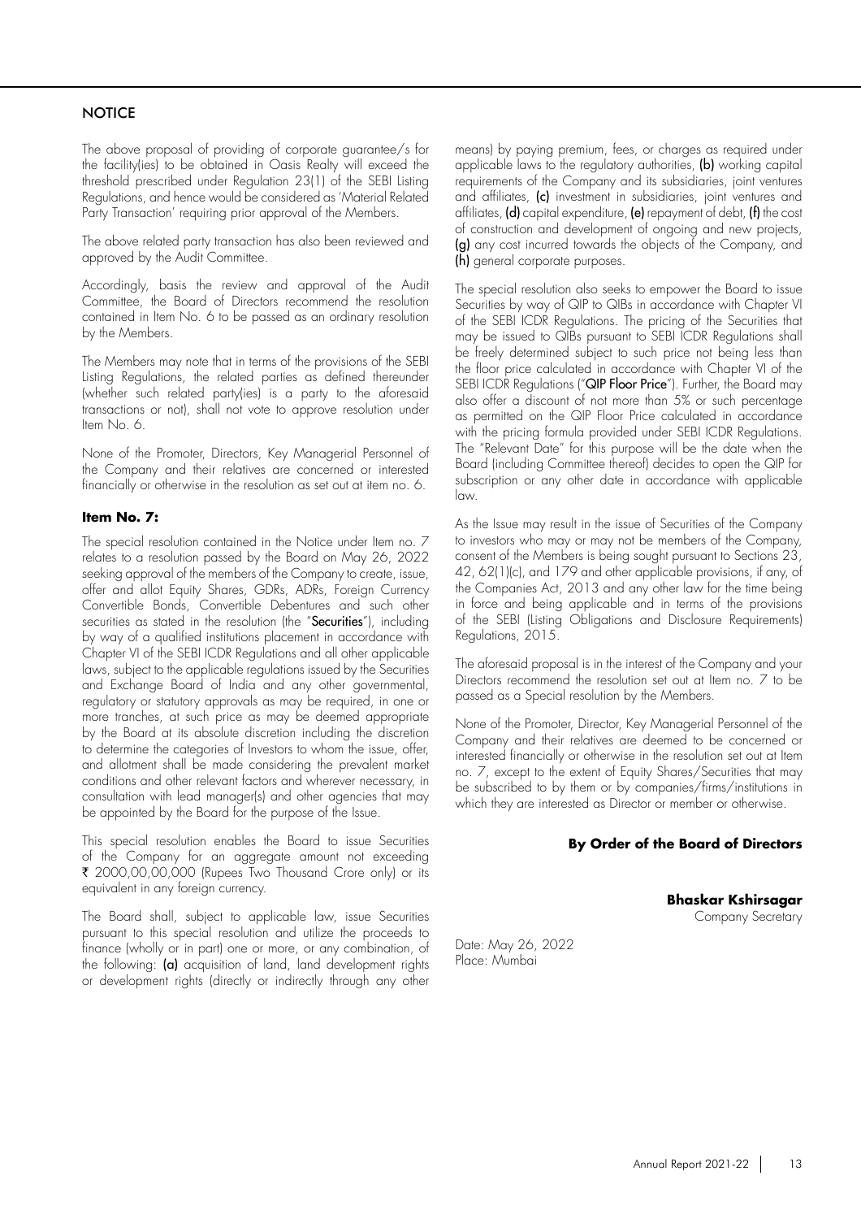## NOTICE

The above proposal of providing of corporate guarantee/s for the facility(ies) to be obtained in Oasis Realty will exceed the threshold prescribed under Regulation 23(1) of the SEBI Listing Regulations, and hence would be considered as 'Material Related Party Transaction' requiring prior approval of the Members.

The above related party transaction has also been reviewed and approved by the Audit Committee.

Accordingly, basis the review and approval of the Audit Committee, the Board of Directors recommend the resolution contained in Item No. 6 to be passed as an ordinary resolution by the Members.

The Members may note that in terms of the provisions of the SEBI Listing Regulations, the related parties as defined thereunder (whether such related party(ies) is a party to the aforesaid transactions or not), shall not vote to approve resolution under Item No. 6.

None of the Promoter, Directors, Key Managerial Personnel of the Company and their relatives are concerned or interested financially or otherwise in the resolution as set out at item no. 6.

### Item No. 7:

The special resolution contained in the Notice under Item no. 7 relates to a resolution passed by the Board on May 26, 2022 seeking approval of the members of the Company to create, issue, offer and allot Equity Shares, GDRs, ADRs, Foreign Currency Convertible Bonds, Convertible Debentures and such other securities as stated in the resolution (the "**Securities**"), including by way of a qualified institutions placement in accordance with Chapter VI of the SEBI ICDR Regulations and all other applicable laws, subject to the applicable regulations issued by the Securities and Exchange Board of India and any other governmental, regulatory or statutory approvals as may be required, in one or more tranches, at such price as may be deemed appropriate by the Board at its absolute discretion including the discretion to determine the categories of Investors to whom the issue, offer, and allotment shall be made considering the prevalent market conditions and other relevant factors and wherever necessary, in consultation with lead manager(s) and other agencies that may be appointed by the Board for the purpose of the Issue.

This special resolution enables the Board to issue Securities of the Company for an aggregate amount not exceeding ₹ 2000,00,00,000 (Rupees Two Thousand Crore only) or its equivalent in any foreign currency.

The Board shall, subject to applicable law, issue Securities pursuant to this special resolution and utilize the proceeds to finance (wholly or in part) one or more, or any combination, of the following: **(a)** acquisition of land, land development rights or development rights (directly or indirectly through any other means) by paying premium, fees, or charges as required under applicable laws to the regulatory authorities, **(b)** working capital requirements of the Company and its subsidiaries, joint ventures and affiliates, **(c)** investment in subsidiaries, joint ventures and affiliates, **(d)** capital expenditure, **(e)** repayment of debt, **(f)** the cost of construction and development of ongoing and new projects, **(g)** any cost incurred towards the objects of the Company, and **(h)** general corporate purposes.

The special resolution also seeks to empower the Board to issue Securities by way of QIP to QIBs in accordance with Chapter VI of the SEBI ICDR Regulations. The pricing of the Securities that may be issued to QIBs pursuant to SEBI ICDR Regulations shall be freely determined subject to such price not being less than the floor price calculated in accordance with Chapter VI of the SEBI ICDR Regulations ("**QIP Floor Price**"). Further, the Board may also offer a discount of not more than 5% or such percentage as permitted on the QIP Floor Price calculated in accordance with the pricing formula provided under SEBI ICDR Regulations. The "Relevant Date" for this purpose will be the date when the Board (including Committee thereof) decides to open the QIP for subscription or any other date in accordance with applicable law.

As the Issue may result in the issue of Securities of the Company to investors who may or may not be members of the Company, consent of the Members is being sought pursuant to Sections 23, 42, 62(1)(c), and 179 and other applicable provisions, if any, of the Companies Act, 2013 and any other law for the time being in force and being applicable and in terms of the provisions of the SEBI (Listing Obligations and Disclosure Requirements) Regulations, 2015.

The aforesaid proposal is in the interest of the Company and your Directors recommend the resolution set out at Item no. 7 to be passed as a Special resolution by the Members.

None of the Promoter, Director, Key Managerial Personnel of the Company and their relatives are deemed to be concerned or interested financially or otherwise in the resolution set out at Item no. 7, except to the extent of Equity Shares/Securities that may be subscribed to by them or by companies/firms/institutions in which they are interested as Director or member or otherwise.

**By Order of the Board of Directors**

**Bhaskar Kshirsagar**
Company Secretary

Date: May 26, 2022
Place: Mumbai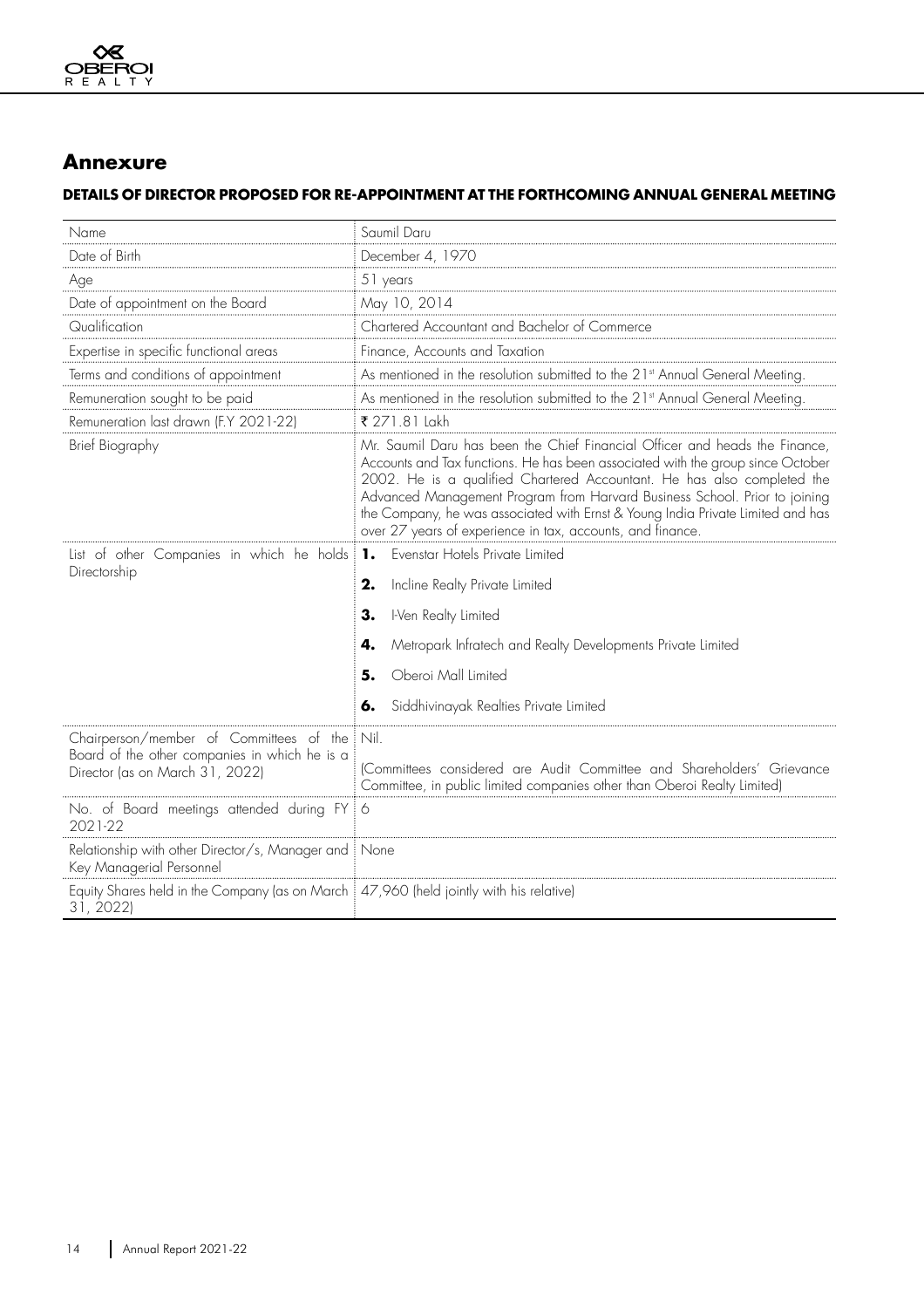# Annexure

### DETAILS OF DIRECTOR PROPOSED FOR RE-APPOINTMENT AT THE FORTHCOMING ANNUAL GENERAL MEETING

| | |
|---|---|
| Name | Saumil Daru |
| Date of Birth | December 4, 1970 |
| Age | 51 years |
| Date of appointment on the Board | May 10, 2014 |
| Qualification | Chartered Accountant and Bachelor of Commerce |
| Expertise in specific functional areas | Finance, Accounts and Taxation |
| Terms and conditions of appointment | As mentioned in the resolution submitted to the 21st Annual General Meeting. |
| Remuneration sought to be paid | As mentioned in the resolution submitted to the 21st Annual General Meeting. |
| Remuneration last drawn (F.Y 2021-22) | ₹ 271.81 Lakh |
| Brief Biography | Mr. Saumil Daru has been the Chief Financial Officer and heads the Finance, Accounts and Tax functions. He has been associated with the group since October 2002. He is a qualified Chartered Accountant. He has also completed the Advanced Management Program from Harvard Business School. Prior to joining the Company, he was associated with Ernst & Young India Private Limited and has over 27 years of experience in tax, accounts, and finance. |
| List of other Companies in which he holds Directorship | **1.** Evenstar Hotels Private Limited<br>**2.** Incline Realty Private Limited<br>**3.** I-Ven Realty Limited<br>**4.** Metropark Infratech and Realty Developments Private Limited<br>**5.** Oberoi Mall Limited<br>**6.** Siddhivinayak Realties Private Limited |
| Chairperson/member of Committees of the Board of the other companies in which he is a Director (as on March 31, 2022) | Nil.<br>(Committees considered are Audit Committee and Shareholders' Grievance Committee, in public limited companies other than Oberoi Realty Limited) |
| No. of Board meetings attended during FY 2021-22 | 6 |
| Relationship with other Director/s, Manager and Key Managerial Personnel | None |
| Equity Shares held in the Company (as on March 31, 2022) | 47,960 (held jointly with his relative) |